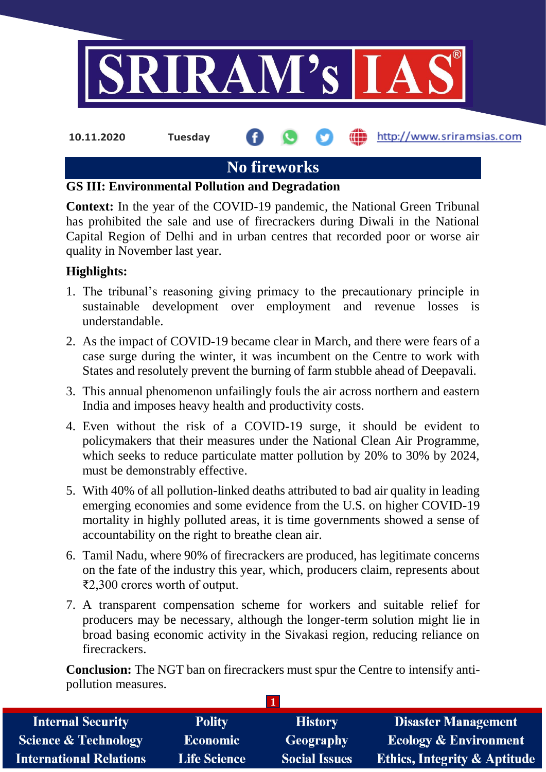10.11.2020 Tuesday

# No fireworks

**GS III: Environmental Pollution and Degradation**

**Context:** In the year of the COVID-19 pandemic, the National Green Tribunal has prohibited the sale and use of firecrackers during Diwali in the National Capital Region of Delhi and in urban centres that recorded poor or worse air quality in November last year.

**Highlights:**

1. The tribunal's reasoning giving primacy to the precautionary principle in sustainable development over employment and revenue losses is understandable.
2. As the impact of COVID-19 became clear in March, and there were fears of a case surge during the winter, it was incumbent on the Centre to work with States and resolutely prevent the burning of farm stubble ahead of Deepavali.
3. This annual phenomenon unfailingly fouls the air across northern and eastern India and imposes heavy health and productivity costs.
4. Even without the risk of a COVID-19 surge, it should be evident to policymakers that their measures under the National Clean Air Programme, which seeks to reduce particulate matter pollution by 20% to 30% by 2024, must be demonstrably effective.
5. With 40% of all pollution-linked deaths attributed to bad air quality in leading emerging economies and some evidence from the U.S. on higher COVID-19 mortality in highly polluted areas, it is time governments showed a sense of accountability on the right to breathe clean air.
6. Tamil Nadu, where 90% of firecrackers are produced, has legitimate concerns on the fate of the industry this year, which, producers claim, represents about ₹2,300 crores worth of output.
7. A transparent compensation scheme for workers and suitable relief for producers may be necessary, although the longer-term solution might lie in broad basing economic activity in the Sivakasi region, reducing reliance on firecrackers.

**Conclusion:** The NGT ban on firecrackers must spur the Centre to intensify anti-pollution measures.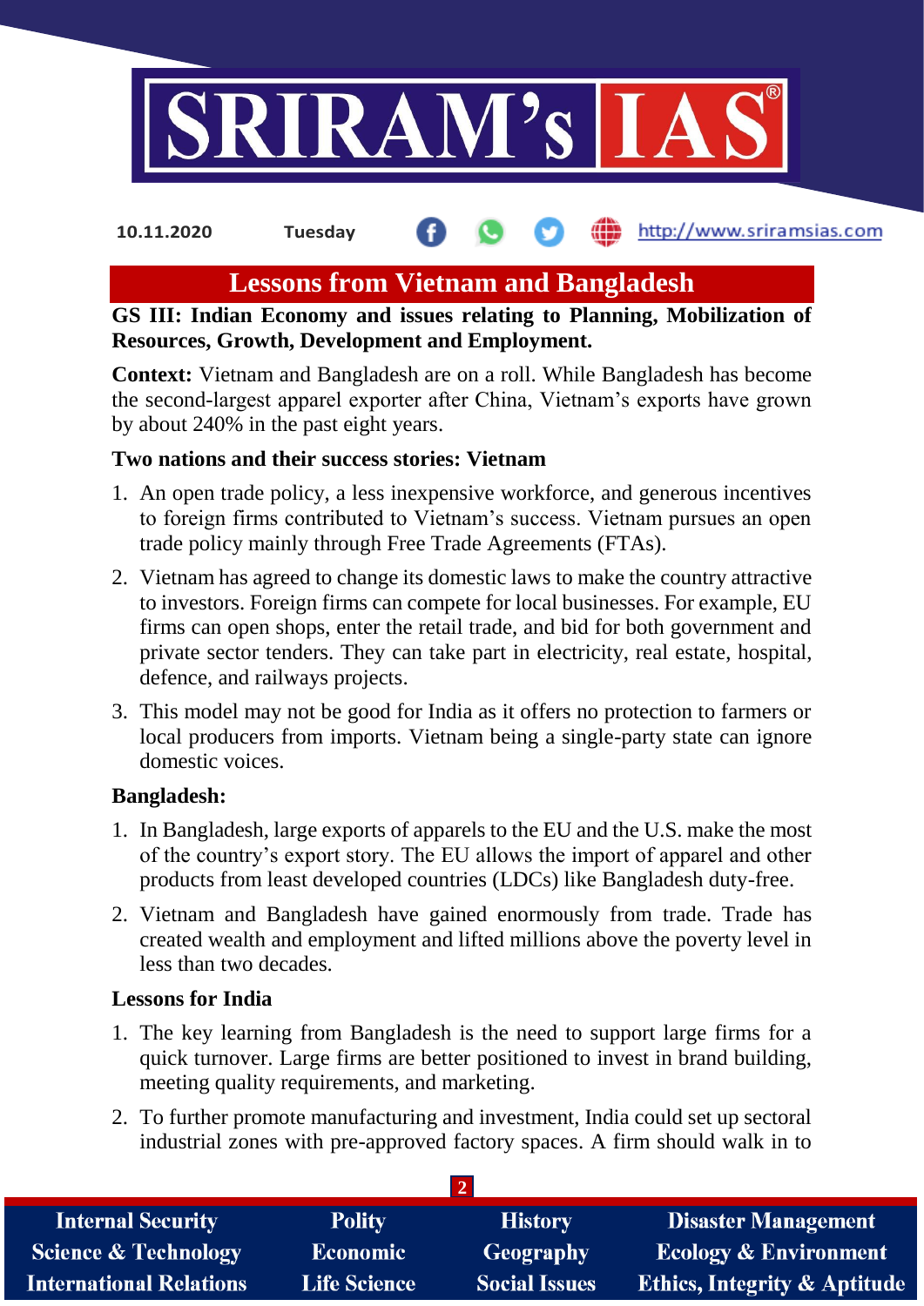# Lessons from Vietnam and Bangladesh

**GS III: Indian Economy and issues relating to Planning, Mobilization of Resources, Growth, Development and Employment.**

**Context:** Vietnam and Bangladesh are on a roll. While Bangladesh has become the second-largest apparel exporter after China, Vietnam's exports have grown by about 240% in the past eight years.

**Two nations and their success stories: Vietnam**

1. An open trade policy, a less inexpensive workforce, and generous incentives to foreign firms contributed to Vietnam's success. Vietnam pursues an open trade policy mainly through Free Trade Agreements (FTAs).
2. Vietnam has agreed to change its domestic laws to make the country attractive to investors. Foreign firms can compete for local businesses. For example, EU firms can open shops, enter the retail trade, and bid for both government and private sector tenders. They can take part in electricity, real estate, hospital, defence, and railways projects.
3. This model may not be good for India as it offers no protection to farmers or local producers from imports. Vietnam being a single-party state can ignore domestic voices.

**Bangladesh:**

1. In Bangladesh, large exports of apparels to the EU and the U.S. make the most of the country's export story. The EU allows the import of apparel and other products from least developed countries (LDCs) like Bangladesh duty-free.
2. Vietnam and Bangladesh have gained enormously from trade. Trade has created wealth and employment and lifted millions above the poverty level in less than two decades.

**Lessons for India**

1. The key learning from Bangladesh is the need to support large firms for a quick turnover. Large firms are better positioned to invest in brand building, meeting quality requirements, and marketing.
2. To further promote manufacturing and investment, India could set up sectoral industrial zones with pre-approved factory spaces. A firm should walk in to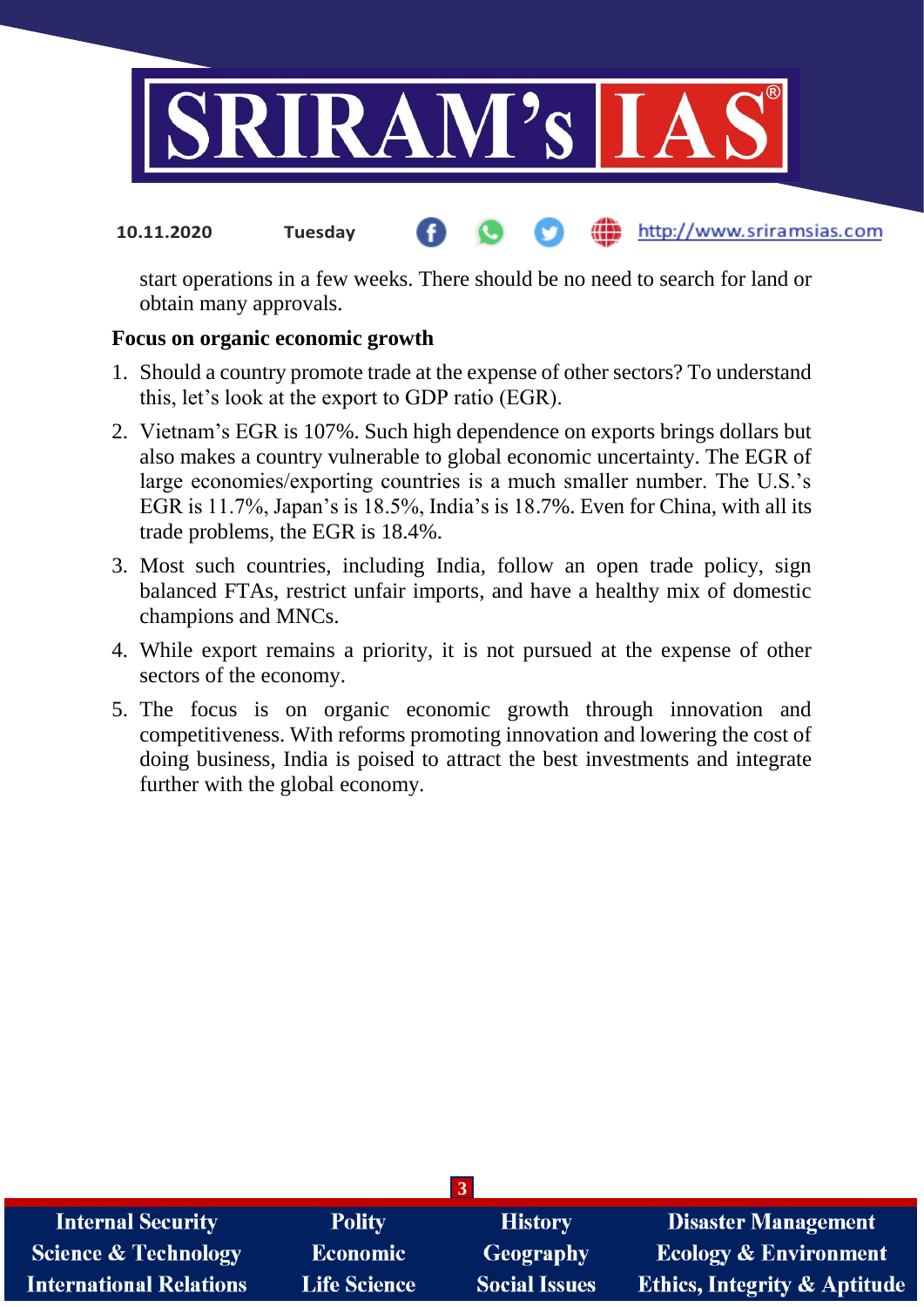start operations in a few weeks. There should be no need to search for land or obtain many approvals.

**Focus on organic economic growth**

1. Should a country promote trade at the expense of other sectors? To understand this, let's look at the export to GDP ratio (EGR).
2. Vietnam's EGR is 107%. Such high dependence on exports brings dollars but also makes a country vulnerable to global economic uncertainty. The EGR of large economies/exporting countries is a much smaller number. The U.S.'s EGR is 11.7%, Japan's is 18.5%, India's is 18.7%. Even for China, with all its trade problems, the EGR is 18.4%.
3. Most such countries, including India, follow an open trade policy, sign balanced FTAs, restrict unfair imports, and have a healthy mix of domestic champions and MNCs.
4. While export remains a priority, it is not pursued at the expense of other sectors of the economy.
5. The focus is on organic economic growth through innovation and competitiveness. With reforms promoting innovation and lowering the cost of doing business, India is poised to attract the best investments and integrate further with the global economy.